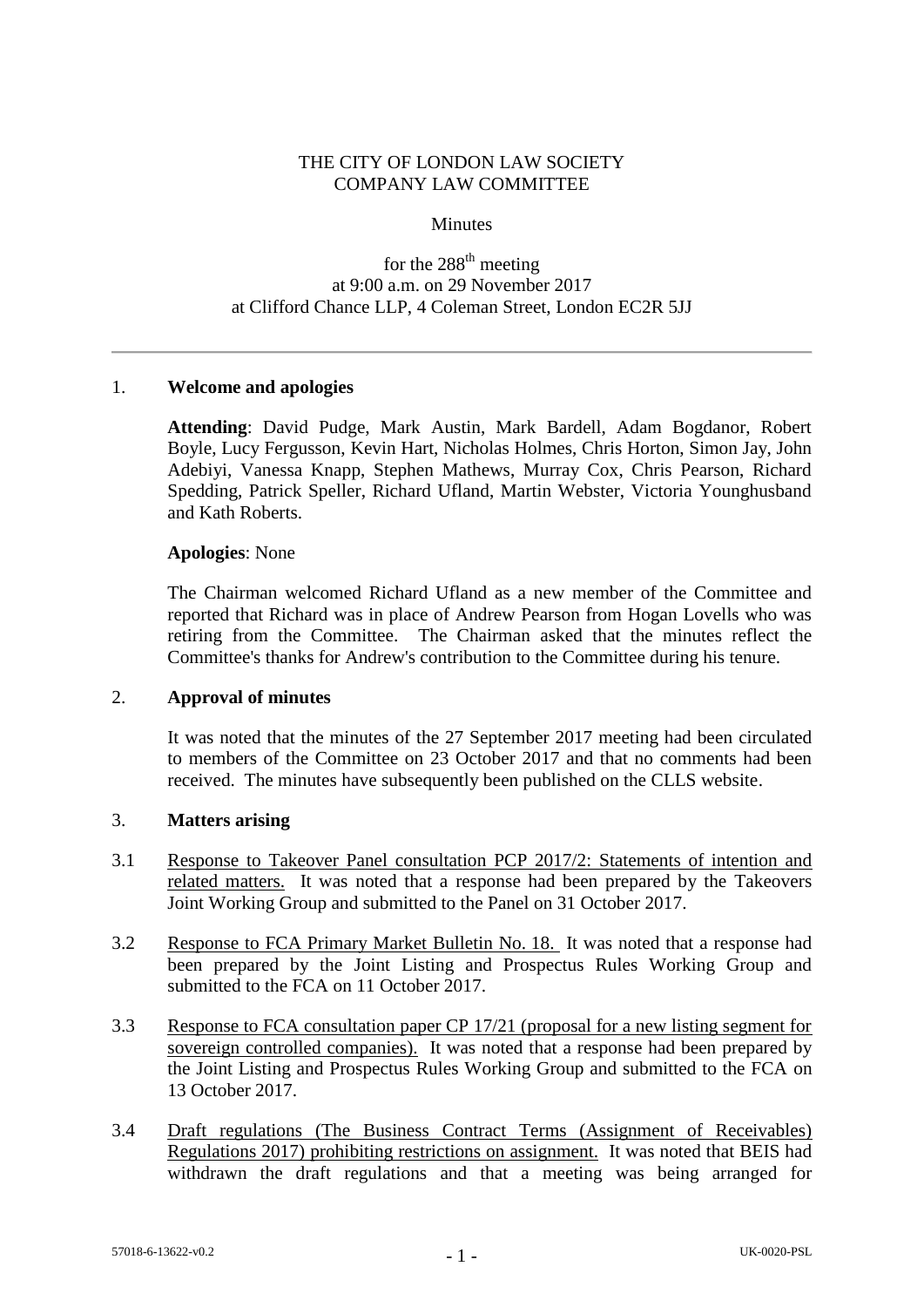THE CITY OF LONDON LAW SOCIETY
COMPANY LAW COMMITTEE

Minutes

for the 288th meeting
at 9:00 a.m. on 29 November 2017
at Clifford Chance LLP, 4 Coleman Street, London EC2R 5JJ

---

1. **Welcome and apologies**

   **Attending**: David Pudge, Mark Austin, Mark Bardell, Adam Bogdanor, Robert Boyle, Lucy Fergusson, Kevin Hart, Nicholas Holmes, Chris Horton, Simon Jay, John Adebiyi, Vanessa Knapp, Stephen Mathews, Murray Cox, Chris Pearson, Richard Spedding, Patrick Speller, Richard Ufland, Martin Webster, Victoria Younghusband and Kath Roberts.

   **Apologies**: None

   The Chairman welcomed Richard Ufland as a new member of the Committee and reported that Richard was in place of Andrew Pearson from Hogan Lovells who was retiring from the Committee. The Chairman asked that the minutes reflect the Committee's thanks for Andrew's contribution to the Committee during his tenure.

2. **Approval of minutes**

   It was noted that the minutes of the 27 September 2017 meeting had been circulated to members of the Committee on 23 October 2017 and that no comments had been received. The minutes have subsequently been published on the CLLS website.

3. **Matters arising**

3.1 <u>Response to Takeover Panel consultation PCP 2017/2: Statements of intention and related matters.</u> It was noted that a response had been prepared by the Takeovers Joint Working Group and submitted to the Panel on 31 October 2017.

3.2 <u>Response to FCA Primary Market Bulletin No. 18.</u> It was noted that a response had been prepared by the Joint Listing and Prospectus Rules Working Group and submitted to the FCA on 11 October 2017.

3.3 <u>Response to FCA consultation paper CP 17/21 (proposal for a new listing segment for sovereign controlled companies).</u> It was noted that a response had been prepared by the Joint Listing and Prospectus Rules Working Group and submitted to the FCA on 13 October 2017.

3.4 <u>Draft regulations (The Business Contract Terms (Assignment of Receivables) Regulations 2017) prohibiting restrictions on assignment.</u> It was noted that BEIS had withdrawn the draft regulations and that a meeting was being arranged for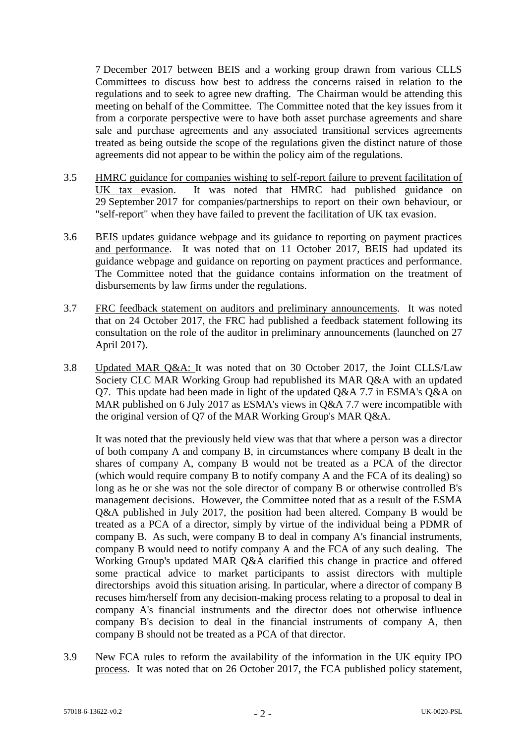7 December 2017 between BEIS and a working group drawn from various CLLS Committees to discuss how best to address the concerns raised in relation to the regulations and to seek to agree new drafting. The Chairman would be attending this meeting on behalf of the Committee. The Committee noted that the key issues from it from a corporate perspective were to have both asset purchase agreements and share sale and purchase agreements and any associated transitional services agreements treated as being outside the scope of the regulations given the distinct nature of those agreements did not appear to be within the policy aim of the regulations.

3.5 HMRC guidance for companies wishing to self-report failure to prevent facilitation of UK tax evasion. It was noted that HMRC had published guidance on 29 September 2017 for companies/partnerships to report on their own behaviour, or "self-report" when they have failed to prevent the facilitation of UK tax evasion.

3.6 BEIS updates guidance webpage and its guidance to reporting on payment practices and performance. It was noted that on 11 October 2017, BEIS had updated its guidance webpage and guidance on reporting on payment practices and performance. The Committee noted that the guidance contains information on the treatment of disbursements by law firms under the regulations.

3.7 FRC feedback statement on auditors and preliminary announcements. It was noted that on 24 October 2017, the FRC had published a feedback statement following its consultation on the role of the auditor in preliminary announcements (launched on 27 April 2017).

3.8 Updated MAR Q&A: It was noted that on 30 October 2017, the Joint CLLS/Law Society CLC MAR Working Group had republished its MAR Q&A with an updated Q7. This update had been made in light of the updated Q&A 7.7 in ESMA's Q&A on MAR published on 6 July 2017 as ESMA's views in Q&A 7.7 were incompatible with the original version of Q7 of the MAR Working Group's MAR Q&A.

It was noted that the previously held view was that that where a person was a director of both company A and company B, in circumstances where company B dealt in the shares of company A, company B would not be treated as a PCA of the director (which would require company B to notify company A and the FCA of its dealing) so long as he or she was not the sole director of company B or otherwise controlled B's management decisions. However, the Committee noted that as a result of the ESMA Q&A published in July 2017, the position had been altered. Company B would be treated as a PCA of a director, simply by virtue of the individual being a PDMR of company B. As such, were company B to deal in company A's financial instruments, company B would need to notify company A and the FCA of any such dealing. The Working Group's updated MAR Q&A clarified this change in practice and offered some practical advice to market participants to assist directors with multiple directorships avoid this situation arising. In particular, where a director of company B recuses him/herself from any decision-making process relating to a proposal to deal in company A's financial instruments and the director does not otherwise influence company B's decision to deal in the financial instruments of company A, then company B should not be treated as a PCA of that director.

3.9 New FCA rules to reform the availability of the information in the UK equity IPO process. It was noted that on 26 October 2017, the FCA published policy statement,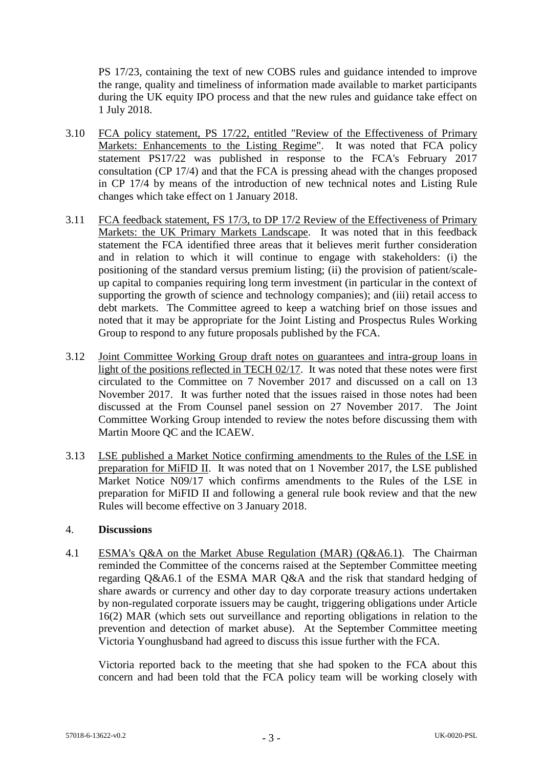PS 17/23, containing the text of new COBS rules and guidance intended to improve the range, quality and timeliness of information made available to market participants during the UK equity IPO process and that the new rules and guidance take effect on 1 July 2018.

3.10 <u>FCA policy statement, PS 17/22, entitled "Review of the Effectiveness of Primary Markets: Enhancements to the Listing Regime"</u>. It was noted that FCA policy statement PS17/22 was published in response to the FCA's February 2017 consultation (CP 17/4) and that the FCA is pressing ahead with the changes proposed in CP 17/4 by means of the introduction of new technical notes and Listing Rule changes which take effect on 1 January 2018.

3.11 <u>FCA feedback statement, FS 17/3, to DP 17/2 Review of the Effectiveness of Primary Markets: the UK Primary Markets Landscape</u>. It was noted that in this feedback statement the FCA identified three areas that it believes merit further consideration and in relation to which it will continue to engage with stakeholders: (i) the positioning of the standard versus premium listing; (ii) the provision of patient/scale-up capital to companies requiring long term investment (in particular in the context of supporting the growth of science and technology companies); and (iii) retail access to debt markets. The Committee agreed to keep a watching brief on those issues and noted that it may be appropriate for the Joint Listing and Prospectus Rules Working Group to respond to any future proposals published by the FCA.

3.12 <u>Joint Committee Working Group draft notes on guarantees and intra-group loans in light of the positions reflected in TECH 02/17</u>. It was noted that these notes were first circulated to the Committee on 7 November 2017 and discussed on a call on 13 November 2017. It was further noted that the issues raised in those notes had been discussed at the From Counsel panel session on 27 November 2017. The Joint Committee Working Group intended to review the notes before discussing them with Martin Moore QC and the ICAEW.

3.13 <u>LSE published a Market Notice confirming amendments to the Rules of the LSE in preparation for MiFID II</u>. It was noted that on 1 November 2017, the LSE published Market Notice N09/17 which confirms amendments to the Rules of the LSE in preparation for MiFID II and following a general rule book review and that the new Rules will become effective on 3 January 2018.

## 4. **Discussions**

4.1 <u>ESMA's Q&A on the Market Abuse Regulation (MAR) (Q&A6.1)</u>. The Chairman reminded the Committee of the concerns raised at the September Committee meeting regarding Q&A6.1 of the ESMA MAR Q&A and the risk that standard hedging of share awards or currency and other day to day corporate treasury actions undertaken by non-regulated corporate issuers may be caught, triggering obligations under Article 16(2) MAR (which sets out surveillance and reporting obligations in relation to the prevention and detection of market abuse). At the September Committee meeting Victoria Younghusband had agreed to discuss this issue further with the FCA.

Victoria reported back to the meeting that she had spoken to the FCA about this concern and had been told that the FCA policy team will be working closely with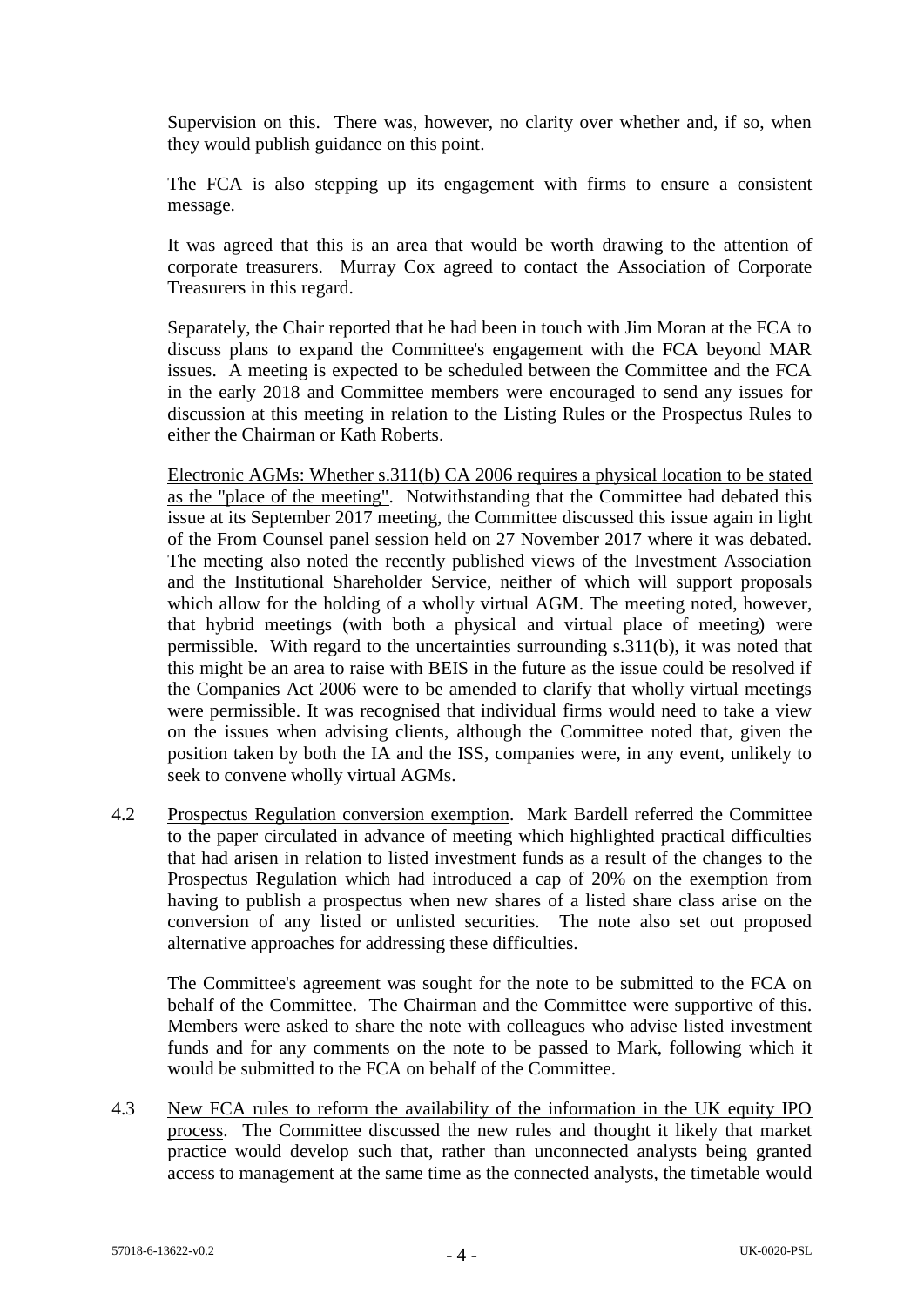Supervision on this. There was, however, no clarity over whether and, if so, when they would publish guidance on this point.

The FCA is also stepping up its engagement with firms to ensure a consistent message.

It was agreed that this is an area that would be worth drawing to the attention of corporate treasurers. Murray Cox agreed to contact the Association of Corporate Treasurers in this regard.

Separately, the Chair reported that he had been in touch with Jim Moran at the FCA to discuss plans to expand the Committee's engagement with the FCA beyond MAR issues. A meeting is expected to be scheduled between the Committee and the FCA in the early 2018 and Committee members were encouraged to send any issues for discussion at this meeting in relation to the Listing Rules or the Prospectus Rules to either the Chairman or Kath Roberts.

<u>Electronic AGMs: Whether s.311(b) CA 2006 requires a physical location to be stated as the "place of the meeting"</u>. Notwithstanding that the Committee had debated this issue at its September 2017 meeting, the Committee discussed this issue again in light of the From Counsel panel session held on 27 November 2017 where it was debated. The meeting also noted the recently published views of the Investment Association and the Institutional Shareholder Service, neither of which will support proposals which allow for the holding of a wholly virtual AGM. The meeting noted, however, that hybrid meetings (with both a physical and virtual place of meeting) were permissible. With regard to the uncertainties surrounding s.311(b), it was noted that this might be an area to raise with BEIS in the future as the issue could be resolved if the Companies Act 2006 were to be amended to clarify that wholly virtual meetings were permissible. It was recognised that individual firms would need to take a view on the issues when advising clients, although the Committee noted that, given the position taken by both the IA and the ISS, companies were, in any event, unlikely to seek to convene wholly virtual AGMs.

4.2 <u>Prospectus Regulation conversion exemption</u>. Mark Bardell referred the Committee to the paper circulated in advance of meeting which highlighted practical difficulties that had arisen in relation to listed investment funds as a result of the changes to the Prospectus Regulation which had introduced a cap of 20% on the exemption from having to publish a prospectus when new shares of a listed share class arise on the conversion of any listed or unlisted securities. The note also set out proposed alternative approaches for addressing these difficulties.

The Committee's agreement was sought for the note to be submitted to the FCA on behalf of the Committee. The Chairman and the Committee were supportive of this. Members were asked to share the note with colleagues who advise listed investment funds and for any comments on the note to be passed to Mark, following which it would be submitted to the FCA on behalf of the Committee.

4.3 <u>New FCA rules to reform the availability of the information in the UK equity IPO process</u>. The Committee discussed the new rules and thought it likely that market practice would develop such that, rather than unconnected analysts being granted access to management at the same time as the connected analysts, the timetable would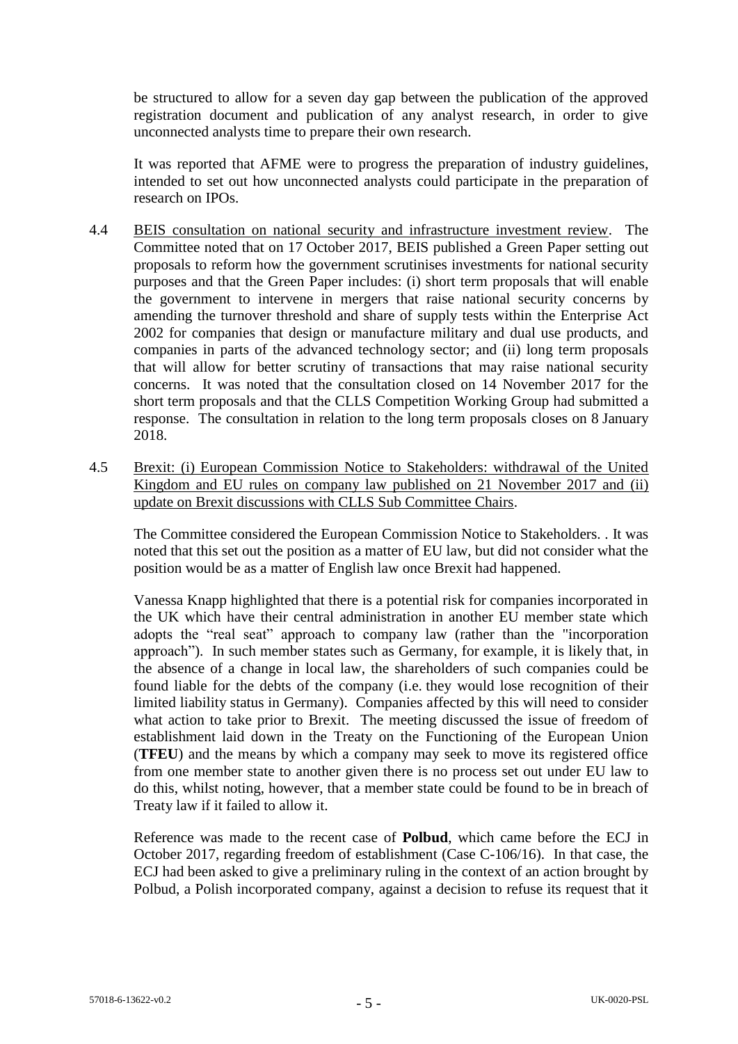be structured to allow for a seven day gap between the publication of the approved registration document and publication of any analyst research, in order to give unconnected analysts time to prepare their own research.

It was reported that AFME were to progress the preparation of industry guidelines, intended to set out how unconnected analysts could participate in the preparation of research on IPOs.

4.4 BEIS consultation on national security and infrastructure investment review. The Committee noted that on 17 October 2017, BEIS published a Green Paper setting out proposals to reform how the government scrutinises investments for national security purposes and that the Green Paper includes: (i) short term proposals that will enable the government to intervene in mergers that raise national security concerns by amending the turnover threshold and share of supply tests within the Enterprise Act 2002 for companies that design or manufacture military and dual use products, and companies in parts of the advanced technology sector; and (ii) long term proposals that will allow for better scrutiny of transactions that may raise national security concerns. It was noted that the consultation closed on 14 November 2017 for the short term proposals and that the CLLS Competition Working Group had submitted a response. The consultation in relation to the long term proposals closes on 8 January 2018.

4.5 Brexit: (i) European Commission Notice to Stakeholders: withdrawal of the United Kingdom and EU rules on company law published on 21 November 2017 and (ii) update on Brexit discussions with CLLS Sub Committee Chairs.

The Committee considered the European Commission Notice to Stakeholders. . It was noted that this set out the position as a matter of EU law, but did not consider what the position would be as a matter of English law once Brexit had happened.

Vanessa Knapp highlighted that there is a potential risk for companies incorporated in the UK which have their central administration in another EU member state which adopts the "real seat" approach to company law (rather than the "incorporation approach"). In such member states such as Germany, for example, it is likely that, in the absence of a change in local law, the shareholders of such companies could be found liable for the debts of the company (i.e. they would lose recognition of their limited liability status in Germany). Companies affected by this will need to consider what action to take prior to Brexit. The meeting discussed the issue of freedom of establishment laid down in the Treaty on the Functioning of the European Union (**TFEU**) and the means by which a company may seek to move its registered office from one member state to another given there is no process set out under EU law to do this, whilst noting, however, that a member state could be found to be in breach of Treaty law if it failed to allow it.

Reference was made to the recent case of **Polbud**, which came before the ECJ in October 2017, regarding freedom of establishment (Case C-106/16). In that case, the ECJ had been asked to give a preliminary ruling in the context of an action brought by Polbud, a Polish incorporated company, against a decision to refuse its request that it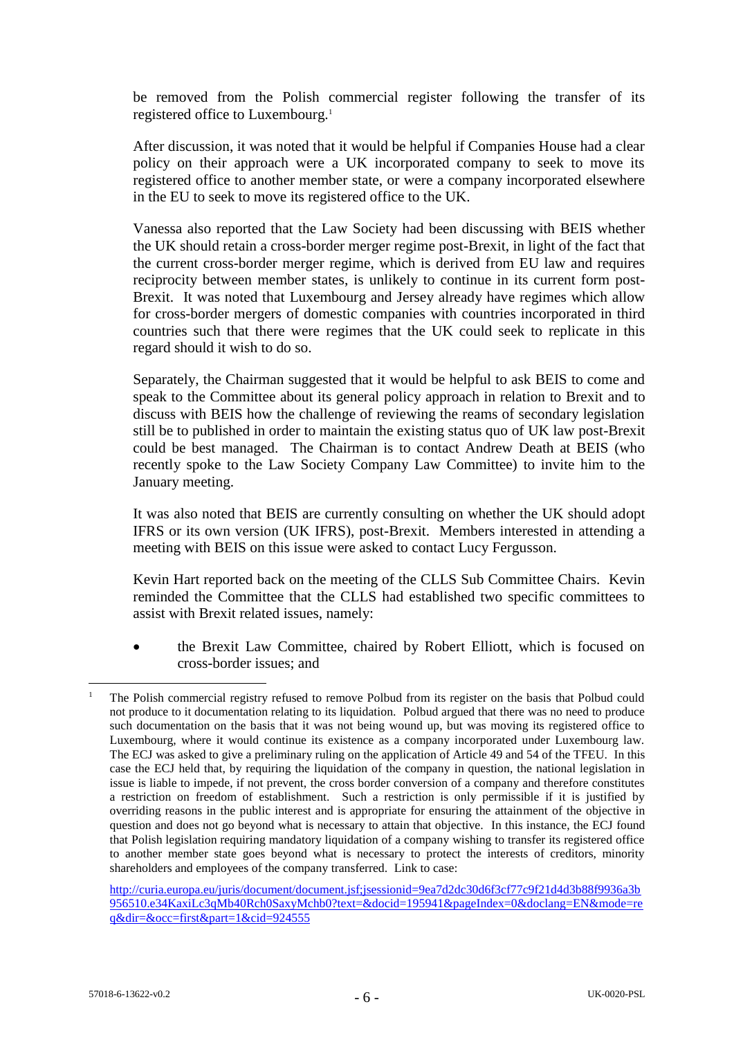be removed from the Polish commercial register following the transfer of its registered office to Luxembourg.[1]

After discussion, it was noted that it would be helpful if Companies House had a clear policy on their approach were a UK incorporated company to seek to move its registered office to another member state, or were a company incorporated elsewhere in the EU to seek to move its registered office to the UK.

Vanessa also reported that the Law Society had been discussing with BEIS whether the UK should retain a cross-border merger regime post-Brexit, in light of the fact that the current cross-border merger regime, which is derived from EU law and requires reciprocity between member states, is unlikely to continue in its current form post-Brexit. It was noted that Luxembourg and Jersey already have regimes which allow for cross-border mergers of domestic companies with countries incorporated in third countries such that there were regimes that the UK could seek to replicate in this regard should it wish to do so.

Separately, the Chairman suggested that it would be helpful to ask BEIS to come and speak to the Committee about its general policy approach in relation to Brexit and to discuss with BEIS how the challenge of reviewing the reams of secondary legislation still be to published in order to maintain the existing status quo of UK law post-Brexit could be best managed. The Chairman is to contact Andrew Death at BEIS (who recently spoke to the Law Society Company Law Committee) to invite him to the January meeting.

It was also noted that BEIS are currently consulting on whether the UK should adopt IFRS or its own version (UK IFRS), post-Brexit. Members interested in attending a meeting with BEIS on this issue were asked to contact Lucy Fergusson.

Kevin Hart reported back on the meeting of the CLLS Sub Committee Chairs. Kevin reminded the Committee that the CLLS had established two specific committees to assist with Brexit related issues, namely:

- the Brexit Law Committee, chaired by Robert Elliott, which is focused on cross-border issues; and

---

[1] The Polish commercial registry refused to remove Polbud from its register on the basis that Polbud could not produce to it documentation relating to its liquidation. Polbud argued that there was no need to produce such documentation on the basis that it was not being wound up, but was moving its registered office to Luxembourg, where it would continue its existence as a company incorporated under Luxembourg law. The ECJ was asked to give a preliminary ruling on the application of Article 49 and 54 of the TFEU. In this case the ECJ held that, by requiring the liquidation of the company in question, the national legislation in issue is liable to impede, if not prevent, the cross border conversion of a company and therefore constitutes a restriction on freedom of establishment. Such a restriction is only permissible if it is justified by overriding reasons in the public interest and is appropriate for ensuring the attainment of the objective in question and does not go beyond what is necessary to attain that objective. In this instance, the ECJ found that Polish legislation requiring mandatory liquidation of a company wishing to transfer its registered office to another member state goes beyond what is necessary to protect the interests of creditors, minority shareholders and employees of the company transferred. Link to case:

http://curia.europa.eu/juris/document/document.jsf;jsessionid=9ea7d2dc30d6f3cf77c9f21d4d3b88f9936a3b956510.e34KaxiLc3qMb40Rch0SaxyMchb0?text=&docid=195941&pageIndex=0&doclang=EN&mode=req&dir=&occ=first&part=1&cid=924555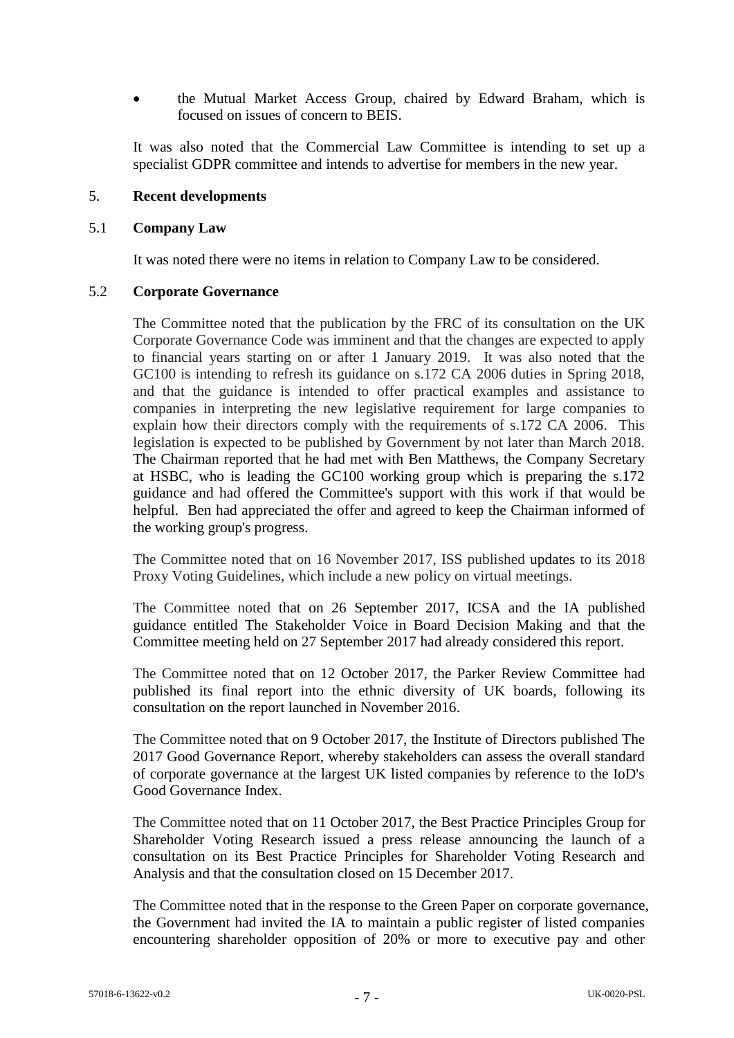- the Mutual Market Access Group, chaired by Edward Braham, which is focused on issues of concern to BEIS.

It was also noted that the Commercial Law Committee is intending to set up a specialist GDPR committee and intends to advertise for members in the new year.

## 5. Recent developments

### 5.1 Company Law

It was noted there were no items in relation to Company Law to be considered.

### 5.2 Corporate Governance

The Committee noted that the publication by the FRC of its consultation on the UK Corporate Governance Code was imminent and that the changes are expected to apply to financial years starting on or after 1 January 2019. It was also noted that the GC100 is intending to refresh its guidance on s.172 CA 2006 duties in Spring 2018, and that the guidance is intended to offer practical examples and assistance to companies in interpreting the new legislative requirement for large companies to explain how their directors comply with the requirements of s.172 CA 2006. This legislation is expected to be published by Government by not later than March 2018. The Chairman reported that he had met with Ben Matthews, the Company Secretary at HSBC, who is leading the GC100 working group which is preparing the s.172 guidance and had offered the Committee's support with this work if that would be helpful. Ben had appreciated the offer and agreed to keep the Chairman informed of the working group's progress.

The Committee noted that on 16 November 2017, ISS published updates to its 2018 Proxy Voting Guidelines, which include a new policy on virtual meetings.

The Committee noted that on 26 September 2017, ICSA and the IA published guidance entitled The Stakeholder Voice in Board Decision Making and that the Committee meeting held on 27 September 2017 had already considered this report.

The Committee noted that on 12 October 2017, the Parker Review Committee had published its final report into the ethnic diversity of UK boards, following its consultation on the report launched in November 2016.

The Committee noted that on 9 October 2017, the Institute of Directors published The 2017 Good Governance Report, whereby stakeholders can assess the overall standard of corporate governance at the largest UK listed companies by reference to the IoD's Good Governance Index.

The Committee noted that on 11 October 2017, the Best Practice Principles Group for Shareholder Voting Research issued a press release announcing the launch of a consultation on its Best Practice Principles for Shareholder Voting Research and Analysis and that the consultation closed on 15 December 2017.

The Committee noted that in the response to the Green Paper on corporate governance, the Government had invited the IA to maintain a public register of listed companies encountering shareholder opposition of 20% or more to executive pay and other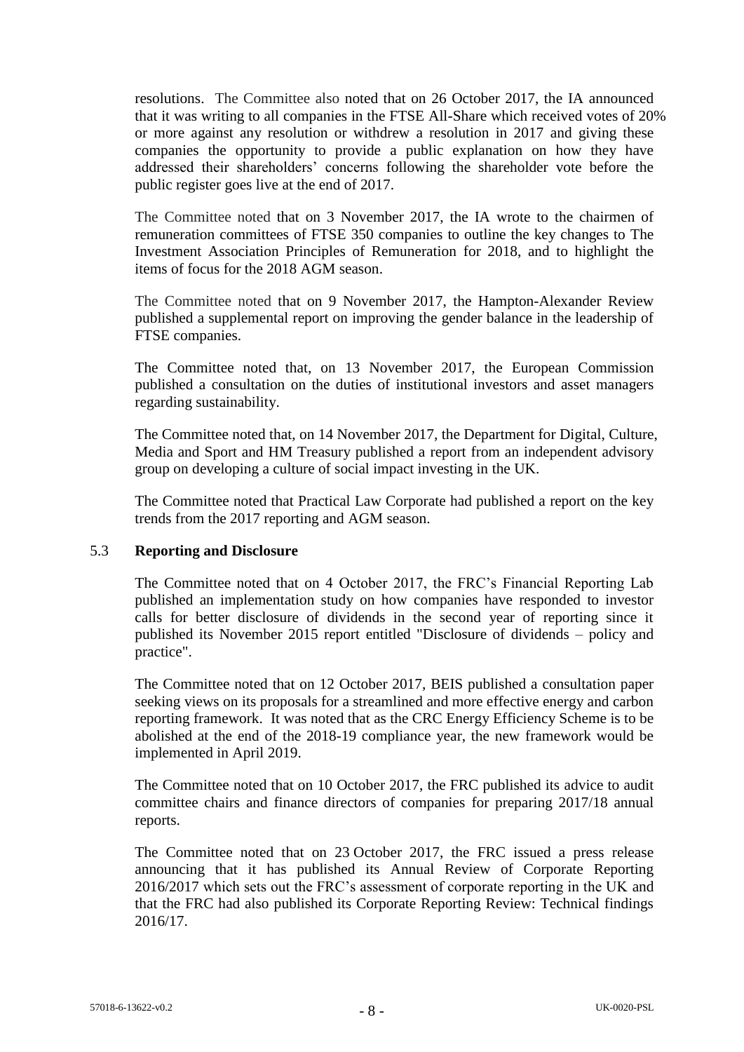resolutions. The Committee also noted that on 26 October 2017, the IA announced that it was writing to all companies in the FTSE All-Share which received votes of 20% or more against any resolution or withdrew a resolution in 2017 and giving these companies the opportunity to provide a public explanation on how they have addressed their shareholders' concerns following the shareholder vote before the public register goes live at the end of 2017.

The Committee noted that on 3 November 2017, the IA wrote to the chairmen of remuneration committees of FTSE 350 companies to outline the key changes to The Investment Association Principles of Remuneration for 2018, and to highlight the items of focus for the 2018 AGM season.

The Committee noted that on 9 November 2017, the Hampton-Alexander Review published a supplemental report on improving the gender balance in the leadership of FTSE companies.

The Committee noted that, on 13 November 2017, the European Commission published a consultation on the duties of institutional investors and asset managers regarding sustainability.

The Committee noted that, on 14 November 2017, the Department for Digital, Culture, Media and Sport and HM Treasury published a report from an independent advisory group on developing a culture of social impact investing in the UK.

The Committee noted that Practical Law Corporate had published a report on the key trends from the 2017 reporting and AGM season.

5.3 **Reporting and Disclosure**

The Committee noted that on 4 October 2017, the FRC's Financial Reporting Lab published an implementation study on how companies have responded to investor calls for better disclosure of dividends in the second year of reporting since it published its November 2015 report entitled "Disclosure of dividends – policy and practice".

The Committee noted that on 12 October 2017, BEIS published a consultation paper seeking views on its proposals for a streamlined and more effective energy and carbon reporting framework. It was noted that as the CRC Energy Efficiency Scheme is to be abolished at the end of the 2018-19 compliance year, the new framework would be implemented in April 2019.

The Committee noted that on 10 October 2017, the FRC published its advice to audit committee chairs and finance directors of companies for preparing 2017/18 annual reports.

The Committee noted that on 23 October 2017, the FRC issued a press release announcing that it has published its Annual Review of Corporate Reporting 2016/2017 which sets out the FRC's assessment of corporate reporting in the UK and that the FRC had also published its Corporate Reporting Review: Technical findings 2016/17.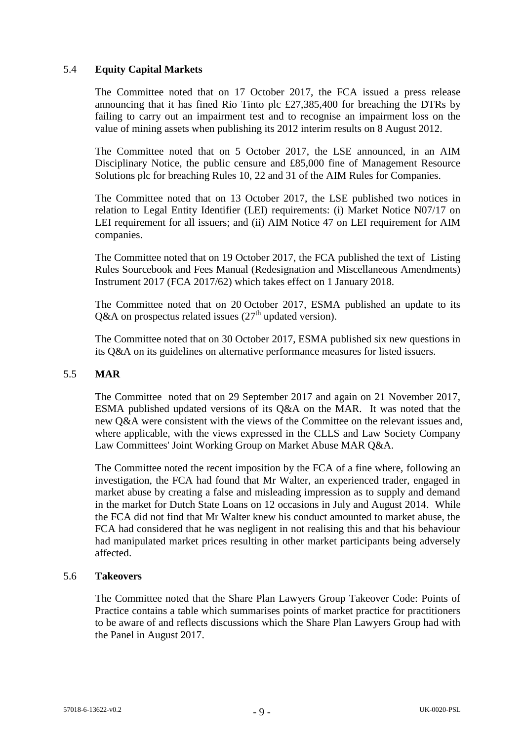## 5.4 **Equity Capital Markets**

The Committee noted that on 17 October 2017, the FCA issued a press release announcing that it has fined Rio Tinto plc £27,385,400 for breaching the DTRs by failing to carry out an impairment test and to recognise an impairment loss on the value of mining assets when publishing its 2012 interim results on 8 August 2012.

The Committee noted that on 5 October 2017, the LSE announced, in an AIM Disciplinary Notice, the public censure and £85,000 fine of Management Resource Solutions plc for breaching Rules 10, 22 and 31 of the AIM Rules for Companies.

The Committee noted that on 13 October 2017, the LSE published two notices in relation to Legal Entity Identifier (LEI) requirements: (i) Market Notice N07/17 on LEI requirement for all issuers; and (ii) AIM Notice 47 on LEI requirement for AIM companies.

The Committee noted that on 19 October 2017, the FCA published the text of Listing Rules Sourcebook and Fees Manual (Redesignation and Miscellaneous Amendments) Instrument 2017 (FCA 2017/62) which takes effect on 1 January 2018.

The Committee noted that on 20 October 2017, ESMA published an update to its Q&A on prospectus related issues (27th updated version).

The Committee noted that on 30 October 2017, ESMA published six new questions in its Q&A on its guidelines on alternative performance measures for listed issuers.

## 5.5 **MAR**

The Committee noted that on 29 September 2017 and again on 21 November 2017, ESMA published updated versions of its Q&A on the MAR. It was noted that the new Q&A were consistent with the views of the Committee on the relevant issues and, where applicable, with the views expressed in the CLLS and Law Society Company Law Committees' Joint Working Group on Market Abuse MAR Q&A.

The Committee noted the recent imposition by the FCA of a fine where, following an investigation, the FCA had found that Mr Walter, an experienced trader, engaged in market abuse by creating a false and misleading impression as to supply and demand in the market for Dutch State Loans on 12 occasions in July and August 2014. While the FCA did not find that Mr Walter knew his conduct amounted to market abuse, the FCA had considered that he was negligent in not realising this and that his behaviour had manipulated market prices resulting in other market participants being adversely affected.

## 5.6 **Takeovers**

The Committee noted that the Share Plan Lawyers Group Takeover Code: Points of Practice contains a table which summarises points of market practice for practitioners to be aware of and reflects discussions which the Share Plan Lawyers Group had with the Panel in August 2017.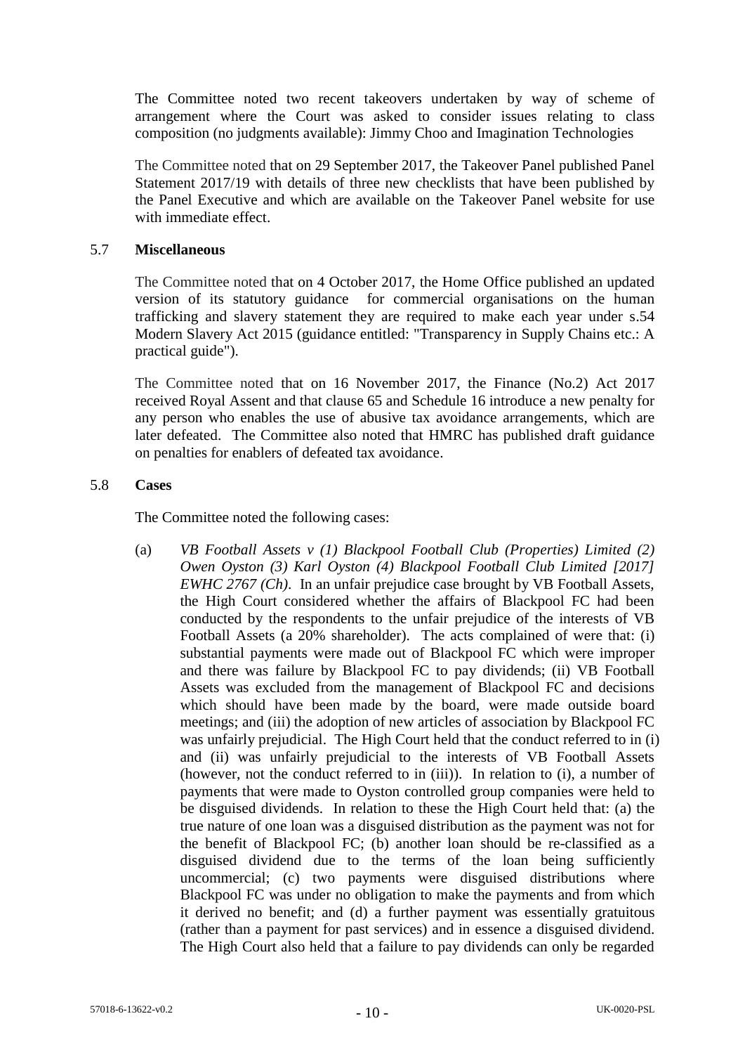The Committee noted two recent takeovers undertaken by way of scheme of arrangement where the Court was asked to consider issues relating to class composition (no judgments available): Jimmy Choo and Imagination Technologies

The Committee noted that on 29 September 2017, the Takeover Panel published Panel Statement 2017/19 with details of three new checklists that have been published by the Panel Executive and which are available on the Takeover Panel website for use with immediate effect.

### 5.7 **Miscellaneous**

The Committee noted that on 4 October 2017, the Home Office published an updated version of its statutory guidance for commercial organisations on the human trafficking and slavery statement they are required to make each year under s.54 Modern Slavery Act 2015 (guidance entitled: "Transparency in Supply Chains etc.: A practical guide").

The Committee noted that on 16 November 2017, the Finance (No.2) Act 2017 received Royal Assent and that clause 65 and Schedule 16 introduce a new penalty for any person who enables the use of abusive tax avoidance arrangements, which are later defeated. The Committee also noted that HMRC has published draft guidance on penalties for enablers of defeated tax avoidance.

### 5.8 **Cases**

The Committee noted the following cases:

(a) *VB Football Assets v (1) Blackpool Football Club (Properties) Limited (2) Owen Oyston (3) Karl Oyston (4) Blackpool Football Club Limited [2017] EWHC 2767 (Ch)*. In an unfair prejudice case brought by VB Football Assets, the High Court considered whether the affairs of Blackpool FC had been conducted by the respondents to the unfair prejudice of the interests of VB Football Assets (a 20% shareholder). The acts complained of were that: (i) substantial payments were made out of Blackpool FC which were improper and there was failure by Blackpool FC to pay dividends; (ii) VB Football Assets was excluded from the management of Blackpool FC and decisions which should have been made by the board, were made outside board meetings; and (iii) the adoption of new articles of association by Blackpool FC was unfairly prejudicial. The High Court held that the conduct referred to in (i) and (ii) was unfairly prejudicial to the interests of VB Football Assets (however, not the conduct referred to in (iii)). In relation to (i), a number of payments that were made to Oyston controlled group companies were held to be disguised dividends. In relation to these the High Court held that: (a) the true nature of one loan was a disguised distribution as the payment was not for the benefit of Blackpool FC; (b) another loan should be re-classified as a disguised dividend due to the terms of the loan being sufficiently uncommercial; (c) two payments were disguised distributions where Blackpool FC was under no obligation to make the payments and from which it derived no benefit; and (d) a further payment was essentially gratuitous (rather than a payment for past services) and in essence a disguised dividend. The High Court also held that a failure to pay dividends can only be regarded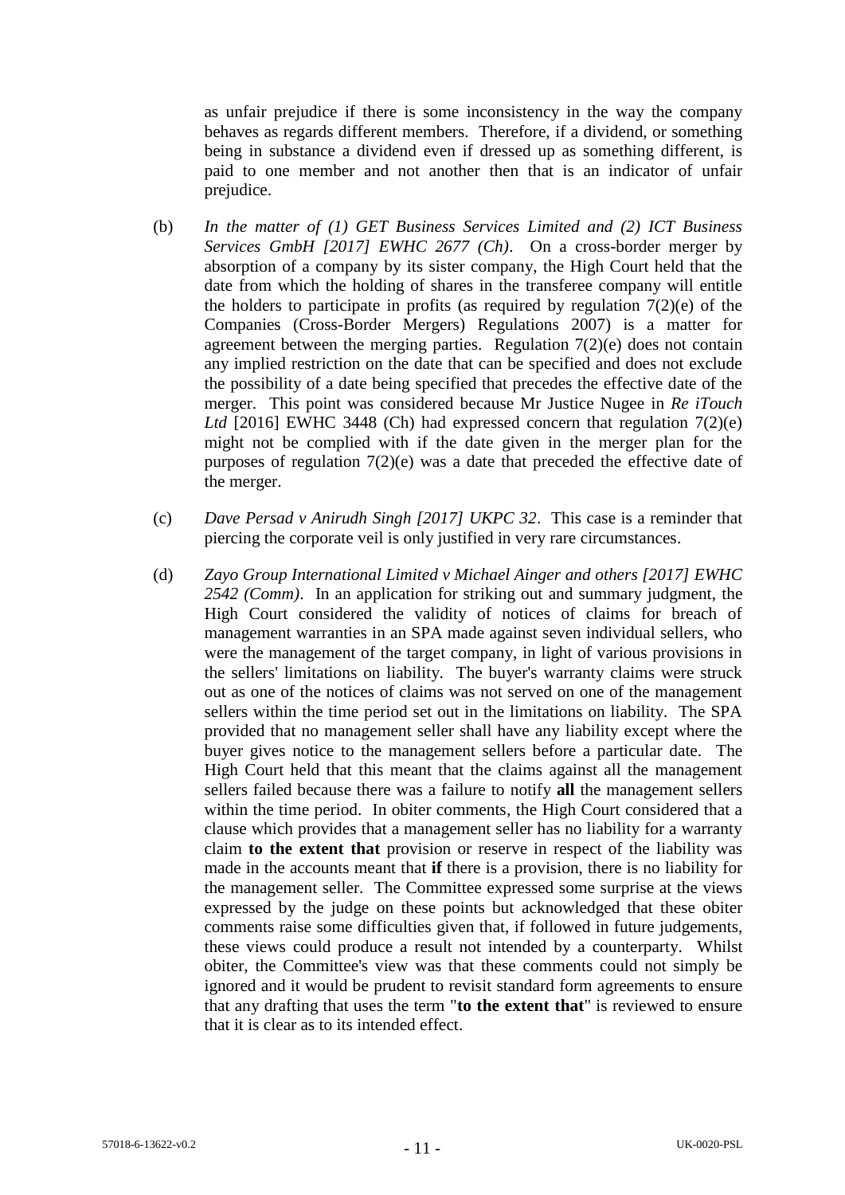as unfair prejudice if there is some inconsistency in the way the company behaves as regards different members. Therefore, if a dividend, or something being in substance a dividend even if dressed up as something different, is paid to one member and not another then that is an indicator of unfair prejudice.

(b) *In the matter of (1) GET Business Services Limited and (2) ICT Business Services GmbH [2017] EWHC 2677 (Ch)*. On a cross-border merger by absorption of a company by its sister company, the High Court held that the date from which the holding of shares in the transferee company will entitle the holders to participate in profits (as required by regulation 7(2)(e) of the Companies (Cross-Border Mergers) Regulations 2007) is a matter for agreement between the merging parties. Regulation 7(2)(e) does not contain any implied restriction on the date that can be specified and does not exclude the possibility of a date being specified that precedes the effective date of the merger. This point was considered because Mr Justice Nugee in *Re iTouch Ltd* [2016] EWHC 3448 (Ch) had expressed concern that regulation 7(2)(e) might not be complied with if the date given in the merger plan for the purposes of regulation 7(2)(e) was a date that preceded the effective date of the merger.

(c) *Dave Persad v Anirudh Singh [2017] UKPC 32*. This case is a reminder that piercing the corporate veil is only justified in very rare circumstances.

(d) *Zayo Group International Limited v Michael Ainger and others [2017] EWHC 2542 (Comm)*. In an application for striking out and summary judgment, the High Court considered the validity of notices of claims for breach of management warranties in an SPA made against seven individual sellers, who were the management of the target company, in light of various provisions in the sellers' limitations on liability. The buyer's warranty claims were struck out as one of the notices of claims was not served on one of the management sellers within the time period set out in the limitations on liability. The SPA provided that no management seller shall have any liability except where the buyer gives notice to the management sellers before a particular date. The High Court held that this meant that the claims against all the management sellers failed because there was a failure to notify **all** the management sellers within the time period. In obiter comments, the High Court considered that a clause which provides that a management seller has no liability for a warranty claim **to the extent that** provision or reserve in respect of the liability was made in the accounts meant that **if** there is a provision, there is no liability for the management seller. The Committee expressed some surprise at the views expressed by the judge on these points but acknowledged that these obiter comments raise some difficulties given that, if followed in future judgements, these views could produce a result not intended by a counterparty. Whilst obiter, the Committee's view was that these comments could not simply be ignored and it would be prudent to revisit standard form agreements to ensure that any drafting that uses the term "**to the extent that**" is reviewed to ensure that it is clear as to its intended effect.